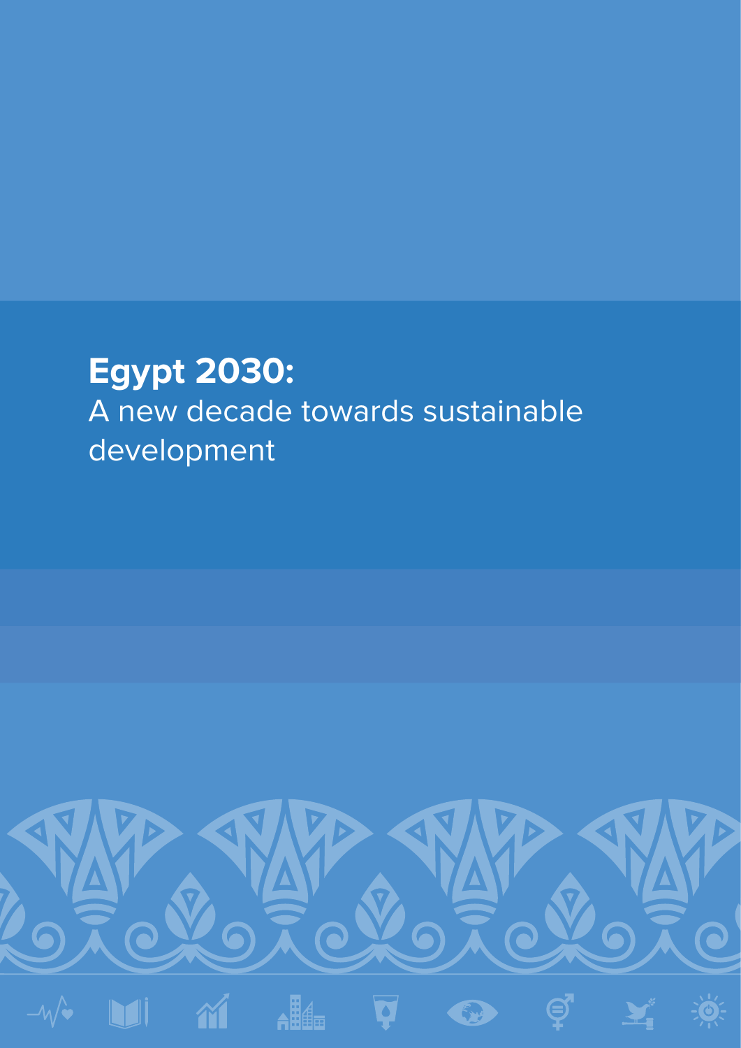# Egypt 2030:
## A new decade towards sustainable development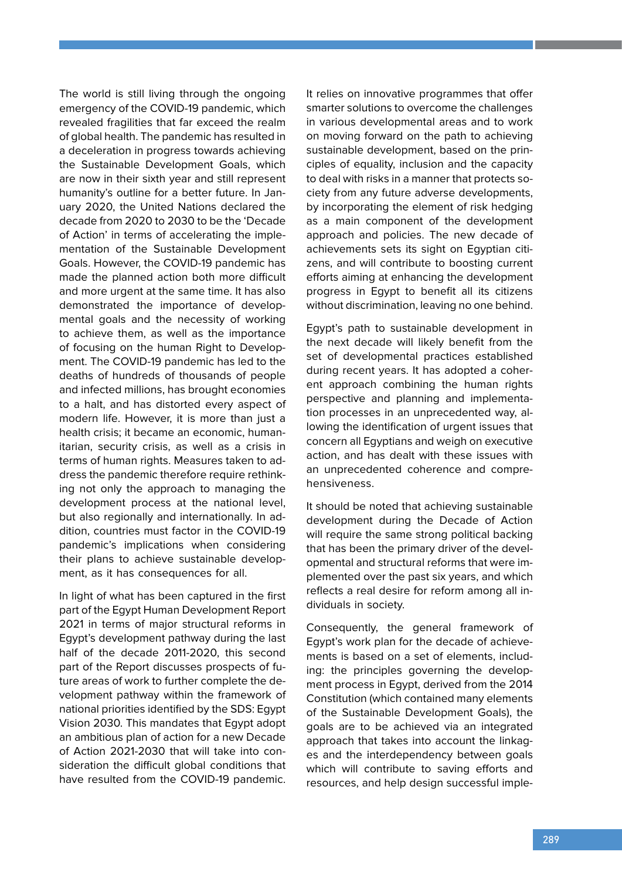The world is still living through the ongoing emergency of the COVID-19 pandemic, which revealed fragilities that far exceed the realm of global health. The pandemic has resulted in a deceleration in progress towards achieving the Sustainable Development Goals, which are now in their sixth year and still represent humanity's outline for a better future. In January 2020, the United Nations declared the decade from 2020 to 2030 to be the 'Decade of Action' in terms of accelerating the implementation of the Sustainable Development Goals. However, the COVID-19 pandemic has made the planned action both more difficult and more urgent at the same time. It has also demonstrated the importance of developmental goals and the necessity of working to achieve them, as well as the importance of focusing on the human Right to Development. The COVID-19 pandemic has led to the deaths of hundreds of thousands of people and infected millions, has brought economies to a halt, and has distorted every aspect of modern life. However, it is more than just a health crisis; it became an economic, humanitarian, security crisis, as well as a crisis in terms of human rights. Measures taken to address the pandemic therefore require rethinking not only the approach to managing the development process at the national level, but also regionally and internationally. In addition, countries must factor in the COVID-19 pandemic's implications when considering their plans to achieve sustainable development, as it has consequences for all.

In light of what has been captured in the first part of the Egypt Human Development Report 2021 in terms of major structural reforms in Egypt's development pathway during the last half of the decade 2011-2020, this second part of the Report discusses prospects of future areas of work to further complete the development pathway within the framework of national priorities identified by the SDS: Egypt Vision 2030. This mandates that Egypt adopt an ambitious plan of action for a new Decade of Action 2021-2030 that will take into consideration the difficult global conditions that have resulted from the COVID-19 pandemic. It relies on innovative programmes that offer smarter solutions to overcome the challenges in various developmental areas and to work on moving forward on the path to achieving sustainable development, based on the principles of equality, inclusion and the capacity to deal with risks in a manner that protects society from any future adverse developments, by incorporating the element of risk hedging as a main component of the development approach and policies. The new decade of achievements sets its sight on Egyptian citizens, and will contribute to boosting current efforts aiming at enhancing the development progress in Egypt to benefit all its citizens without discrimination, leaving no one behind.

Egypt's path to sustainable development in the next decade will likely benefit from the set of developmental practices established during recent years. It has adopted a coherent approach combining the human rights perspective and planning and implementation processes in an unprecedented way, allowing the identification of urgent issues that concern all Egyptians and weigh on executive action, and has dealt with these issues with an unprecedented coherence and comprehensiveness.

It should be noted that achieving sustainable development during the Decade of Action will require the same strong political backing that has been the primary driver of the developmental and structural reforms that were implemented over the past six years, and which reflects a real desire for reform among all individuals in society.

Consequently, the general framework of Egypt's work plan for the decade of achievements is based on a set of elements, including: the principles governing the development process in Egypt, derived from the 2014 Constitution (which contained many elements of the Sustainable Development Goals), the goals are to be achieved via an integrated approach that takes into account the linkages and the interdependency between goals which will contribute to saving efforts and resources, and help design successful imple-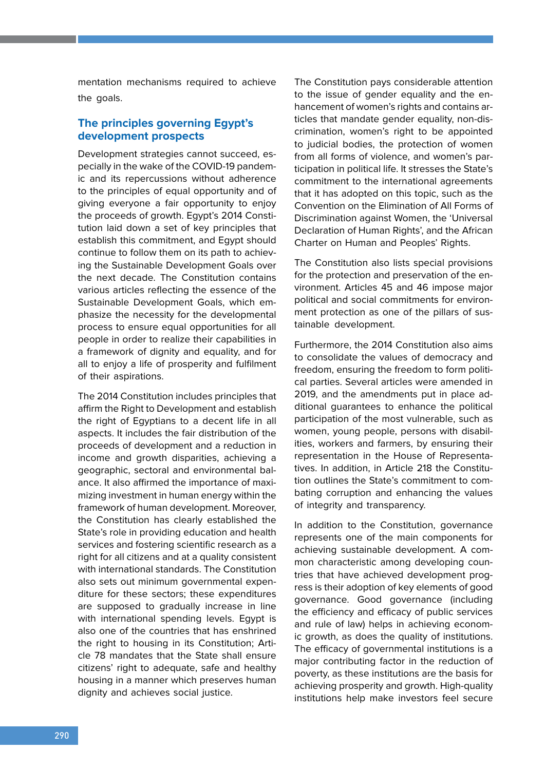mentation mechanisms required to achieve the goals.

## The principles governing Egypt's development prospects

Development strategies cannot succeed, especially in the wake of the COVID-19 pandemic and its repercussions without adherence to the principles of equal opportunity and of giving everyone a fair opportunity to enjoy the proceeds of growth. Egypt's 2014 Constitution laid down a set of key principles that establish this commitment, and Egypt should continue to follow them on its path to achieving the Sustainable Development Goals over the next decade. The Constitution contains various articles reflecting the essence of the Sustainable Development Goals, which emphasize the necessity for the developmental process to ensure equal opportunities for all people in order to realize their capabilities in a framework of dignity and equality, and for all to enjoy a life of prosperity and fulfilment of their aspirations.

The 2014 Constitution includes principles that affirm the Right to Development and establish the right of Egyptians to a decent life in all aspects. It includes the fair distribution of the proceeds of development and a reduction in income and growth disparities, achieving a geographic, sectoral and environmental balance. It also affirmed the importance of maximizing investment in human energy within the framework of human development. Moreover, the Constitution has clearly established the State's role in providing education and health services and fostering scientific research as a right for all citizens and at a quality consistent with international standards. The Constitution also sets out minimum governmental expenditure for these sectors; these expenditures are supposed to gradually increase in line with international spending levels. Egypt is also one of the countries that has enshrined the right to housing in its Constitution; Article 78 mandates that the State shall ensure citizens' right to adequate, safe and healthy housing in a manner which preserves human dignity and achieves social justice.

The Constitution pays considerable attention to the issue of gender equality and the enhancement of women's rights and contains articles that mandate gender equality, non-discrimination, women's right to be appointed to judicial bodies, the protection of women from all forms of violence, and women's participation in political life. It stresses the State's commitment to the international agreements that it has adopted on this topic, such as the Convention on the Elimination of All Forms of Discrimination against Women, the 'Universal Declaration of Human Rights', and the African Charter on Human and Peoples' Rights.

The Constitution also lists special provisions for the protection and preservation of the environment. Articles 45 and 46 impose major political and social commitments for environment protection as one of the pillars of sustainable development.

Furthermore, the 2014 Constitution also aims to consolidate the values of democracy and freedom, ensuring the freedom to form political parties. Several articles were amended in 2019, and the amendments put in place additional guarantees to enhance the political participation of the most vulnerable, such as women, young people, persons with disabilities, workers and farmers, by ensuring their representation in the House of Representatives. In addition, in Article 218 the Constitution outlines the State's commitment to combating corruption and enhancing the values of integrity and transparency.

In addition to the Constitution, governance represents one of the main components for achieving sustainable development. A common characteristic among developing countries that have achieved development progress is their adoption of key elements of good governance. Good governance (including the efficiency and efficacy of public services and rule of law) helps in achieving economic growth, as does the quality of institutions. The efficacy of governmental institutions is a major contributing factor in the reduction of poverty, as these institutions are the basis for achieving prosperity and growth. High-quality institutions help make investors feel secure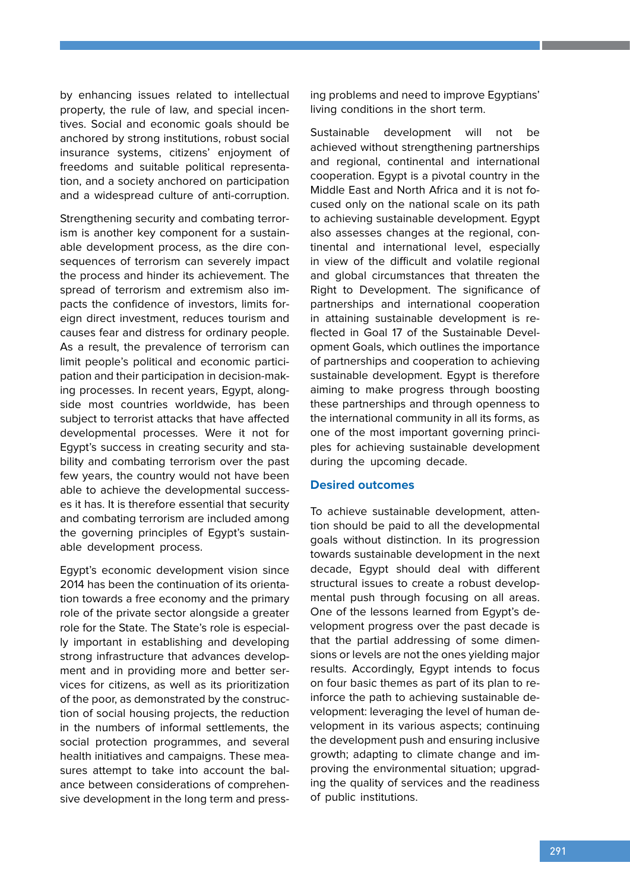by enhancing issues related to intellectual property, the rule of law, and special incentives. Social and economic goals should be anchored by strong institutions, robust social insurance systems, citizens' enjoyment of freedoms and suitable political representation, and a society anchored on participation and a widespread culture of anti-corruption.

Strengthening security and combating terrorism is another key component for a sustainable development process, as the dire consequences of terrorism can severely impact the process and hinder its achievement. The spread of terrorism and extremism also impacts the confidence of investors, limits foreign direct investment, reduces tourism and causes fear and distress for ordinary people. As a result, the prevalence of terrorism can limit people's political and economic participation and their participation in decision-making processes. In recent years, Egypt, alongside most countries worldwide, has been subject to terrorist attacks that have affected developmental processes. Were it not for Egypt's success in creating security and stability and combating terrorism over the past few years, the country would not have been able to achieve the developmental successes it has. It is therefore essential that security and combating terrorism are included among the governing principles of Egypt's sustainable development process.

Egypt's economic development vision since 2014 has been the continuation of its orientation towards a free economy and the primary role of the private sector alongside a greater role for the State. The State's role is especially important in establishing and developing strong infrastructure that advances development and in providing more and better services for citizens, as well as its prioritization of the poor, as demonstrated by the construction of social housing projects, the reduction in the numbers of informal settlements, the social protection programmes, and several health initiatives and campaigns. These measures attempt to take into account the balance between considerations of comprehensive development in the long term and pressing problems and need to improve Egyptians' living conditions in the short term.

Sustainable development will not be achieved without strengthening partnerships and regional, continental and international cooperation. Egypt is a pivotal country in the Middle East and North Africa and it is not focused only on the national scale on its path to achieving sustainable development. Egypt also assesses changes at the regional, continental and international level, especially in view of the difficult and volatile regional and global circumstances that threaten the Right to Development. The significance of partnerships and international cooperation in attaining sustainable development is reflected in Goal 17 of the Sustainable Development Goals, which outlines the importance of partnerships and cooperation to achieving sustainable development. Egypt is therefore aiming to make progress through boosting these partnerships and through openness to the international community in all its forms, as one of the most important governing principles for achieving sustainable development during the upcoming decade.

### Desired outcomes

To achieve sustainable development, attention should be paid to all the developmental goals without distinction. In its progression towards sustainable development in the next decade, Egypt should deal with different structural issues to create a robust developmental push through focusing on all areas. One of the lessons learned from Egypt's development progress over the past decade is that the partial addressing of some dimensions or levels are not the ones yielding major results. Accordingly, Egypt intends to focus on four basic themes as part of its plan to reinforce the path to achieving sustainable development: leveraging the level of human development in its various aspects; continuing the development push and ensuring inclusive growth; adapting to climate change and improving the environmental situation; upgrading the quality of services and the readiness of public institutions.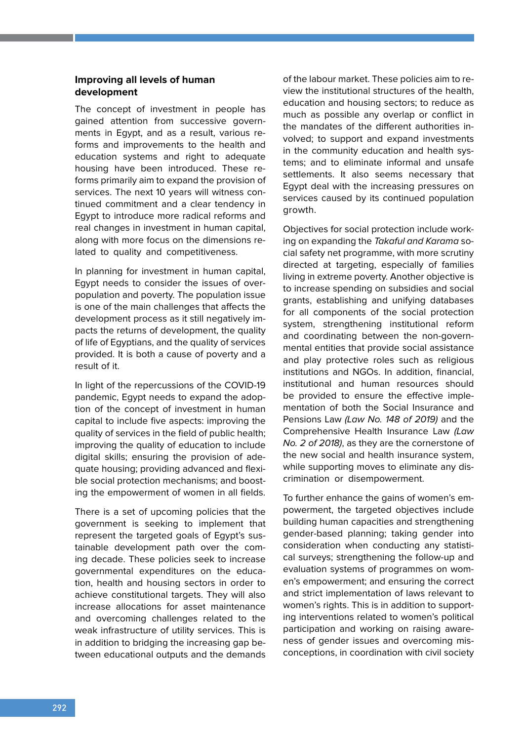### Improving all levels of human development

The concept of investment in people has gained attention from successive governments in Egypt, and as a result, various reforms and improvements to the health and education systems and right to adequate housing have been introduced. These reforms primarily aim to expand the provision of services. The next 10 years will witness continued commitment and a clear tendency in Egypt to introduce more radical reforms and real changes in investment in human capital, along with more focus on the dimensions related to quality and competitiveness.

In planning for investment in human capital, Egypt needs to consider the issues of overpopulation and poverty. The population issue is one of the main challenges that affects the development process as it still negatively impacts the returns of development, the quality of life of Egyptians, and the quality of services provided. It is both a cause of poverty and a result of it.

In light of the repercussions of the COVID-19 pandemic, Egypt needs to expand the adoption of the concept of investment in human capital to include five aspects: improving the quality of services in the field of public health; improving the quality of education to include digital skills; ensuring the provision of adequate housing; providing advanced and flexible social protection mechanisms; and boosting the empowerment of women in all fields.

There is a set of upcoming policies that the government is seeking to implement that represent the targeted goals of Egypt's sustainable development path over the coming decade. These policies seek to increase governmental expenditures on the education, health and housing sectors in order to achieve constitutional targets. They will also increase allocations for asset maintenance and overcoming challenges related to the weak infrastructure of utility services. This is in addition to bridging the increasing gap between educational outputs and the demands of the labour market. These policies aim to review the institutional structures of the health, education and housing sectors; to reduce as much as possible any overlap or conflict in the mandates of the different authorities involved; to support and expand investments in the community education and health systems; and to eliminate informal and unsafe settlements. It also seems necessary that Egypt deal with the increasing pressures on services caused by its continued population growth.

Objectives for social protection include working on expanding the *Takaful and Karama* social safety net programme, with more scrutiny directed at targeting, especially of families living in extreme poverty. Another objective is to increase spending on subsidies and social grants, establishing and unifying databases for all components of the social protection system, strengthening institutional reform and coordinating between the non-governmental entities that provide social assistance and play protective roles such as religious institutions and NGOs. In addition, financial, institutional and human resources should be provided to ensure the effective implementation of both the Social Insurance and Pensions Law *(Law No. 148 of 2019)* and the Comprehensive Health Insurance Law *(Law No. 2 of 2018)*, as they are the cornerstone of the new social and health insurance system, while supporting moves to eliminate any discrimination or disempowerment.

To further enhance the gains of women's empowerment, the targeted objectives include building human capacities and strengthening gender-based planning; taking gender into consideration when conducting any statistical surveys; strengthening the follow-up and evaluation systems of programmes on women's empowerment; and ensuring the correct and strict implementation of laws relevant to women's rights. This is in addition to supporting interventions related to women's political participation and working on raising awareness of gender issues and overcoming misconceptions, in coordination with civil society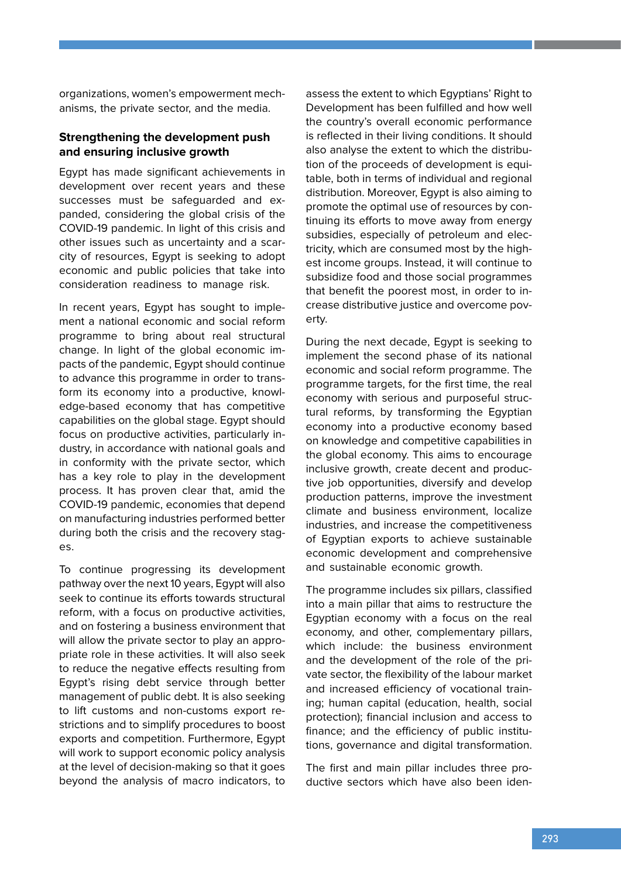organizations, women's empowerment mechanisms, the private sector, and the media.

### Strengthening the development push and ensuring inclusive growth

Egypt has made significant achievements in development over recent years and these successes must be safeguarded and expanded, considering the global crisis of the COVID-19 pandemic. In light of this crisis and other issues such as uncertainty and a scarcity of resources, Egypt is seeking to adopt economic and public policies that take into consideration readiness to manage risk.

In recent years, Egypt has sought to implement a national economic and social reform programme to bring about real structural change. In light of the global economic impacts of the pandemic, Egypt should continue to advance this programme in order to transform its economy into a productive, knowledge-based economy that has competitive capabilities on the global stage. Egypt should focus on productive activities, particularly industry, in accordance with national goals and in conformity with the private sector, which has a key role to play in the development process. It has proven clear that, amid the COVID-19 pandemic, economies that depend on manufacturing industries performed better during both the crisis and the recovery stages.

To continue progressing its development pathway over the next 10 years, Egypt will also seek to continue its efforts towards structural reform, with a focus on productive activities, and on fostering a business environment that will allow the private sector to play an appropriate role in these activities. It will also seek to reduce the negative effects resulting from Egypt's rising debt service through better management of public debt. It is also seeking to lift customs and non-customs export restrictions and to simplify procedures to boost exports and competition. Furthermore, Egypt will work to support economic policy analysis at the level of decision-making so that it goes beyond the analysis of macro indicators, to assess the extent to which Egyptians' Right to Development has been fulfilled and how well the country's overall economic performance is reflected in their living conditions. It should also analyse the extent to which the distribution of the proceeds of development is equitable, both in terms of individual and regional distribution. Moreover, Egypt is also aiming to promote the optimal use of resources by continuing its efforts to move away from energy subsidies, especially of petroleum and electricity, which are consumed most by the highest income groups. Instead, it will continue to subsidize food and those social programmes that benefit the poorest most, in order to increase distributive justice and overcome poverty.

During the next decade, Egypt is seeking to implement the second phase of its national economic and social reform programme. The programme targets, for the first time, the real economy with serious and purposeful structural reforms, by transforming the Egyptian economy into a productive economy based on knowledge and competitive capabilities in the global economy. This aims to encourage inclusive growth, create decent and productive job opportunities, diversify and develop production patterns, improve the investment climate and business environment, localize industries, and increase the competitiveness of Egyptian exports to achieve sustainable economic development and comprehensive and sustainable economic growth.

The programme includes six pillars, classified into a main pillar that aims to restructure the Egyptian economy with a focus on the real economy, and other, complementary pillars, which include: the business environment and the development of the role of the private sector, the flexibility of the labour market and increased efficiency of vocational training; human capital (education, health, social protection); financial inclusion and access to finance; and the efficiency of public institutions, governance and digital transformation.

The first and main pillar includes three productive sectors which have also been iden-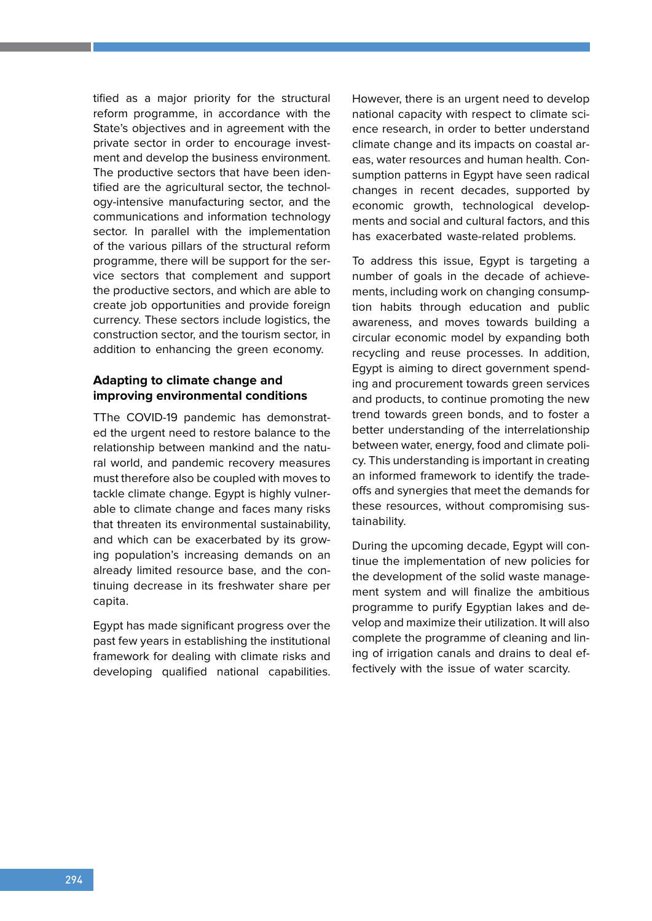tified as a major priority for the structural reform programme, in accordance with the State's objectives and in agreement with the private sector in order to encourage investment and develop the business environment. The productive sectors that have been identified are the agricultural sector, the technology-intensive manufacturing sector, and the communications and information technology sector. In parallel with the implementation of the various pillars of the structural reform programme, there will be support for the service sectors that complement and support the productive sectors, and which are able to create job opportunities and provide foreign currency. These sectors include logistics, the construction sector, and the tourism sector, in addition to enhancing the green economy.

### Adapting to climate change and improving environmental conditions

TThe COVID-19 pandemic has demonstrated the urgent need to restore balance to the relationship between mankind and the natural world, and pandemic recovery measures must therefore also be coupled with moves to tackle climate change. Egypt is highly vulnerable to climate change and faces many risks that threaten its environmental sustainability, and which can be exacerbated by its growing population's increasing demands on an already limited resource base, and the continuing decrease in its freshwater share per capita.

Egypt has made significant progress over the past few years in establishing the institutional framework for dealing with climate risks and developing qualified national capabilities. However, there is an urgent need to develop national capacity with respect to climate science research, in order to better understand climate change and its impacts on coastal areas, water resources and human health. Consumption patterns in Egypt have seen radical changes in recent decades, supported by economic growth, technological developments and social and cultural factors, and this has exacerbated waste-related problems.

To address this issue, Egypt is targeting a number of goals in the decade of achievements, including work on changing consumption habits through education and public awareness, and moves towards building a circular economic model by expanding both recycling and reuse processes. In addition, Egypt is aiming to direct government spending and procurement towards green services and products, to continue promoting the new trend towards green bonds, and to foster a better understanding of the interrelationship between water, energy, food and climate policy. This understanding is important in creating an informed framework to identify the trade-offs and synergies that meet the demands for these resources, without compromising sustainability.

During the upcoming decade, Egypt will continue the implementation of new policies for the development of the solid waste management system and will finalize the ambitious programme to purify Egyptian lakes and develop and maximize their utilization. It will also complete the programme of cleaning and lining of irrigation canals and drains to deal effectively with the issue of water scarcity.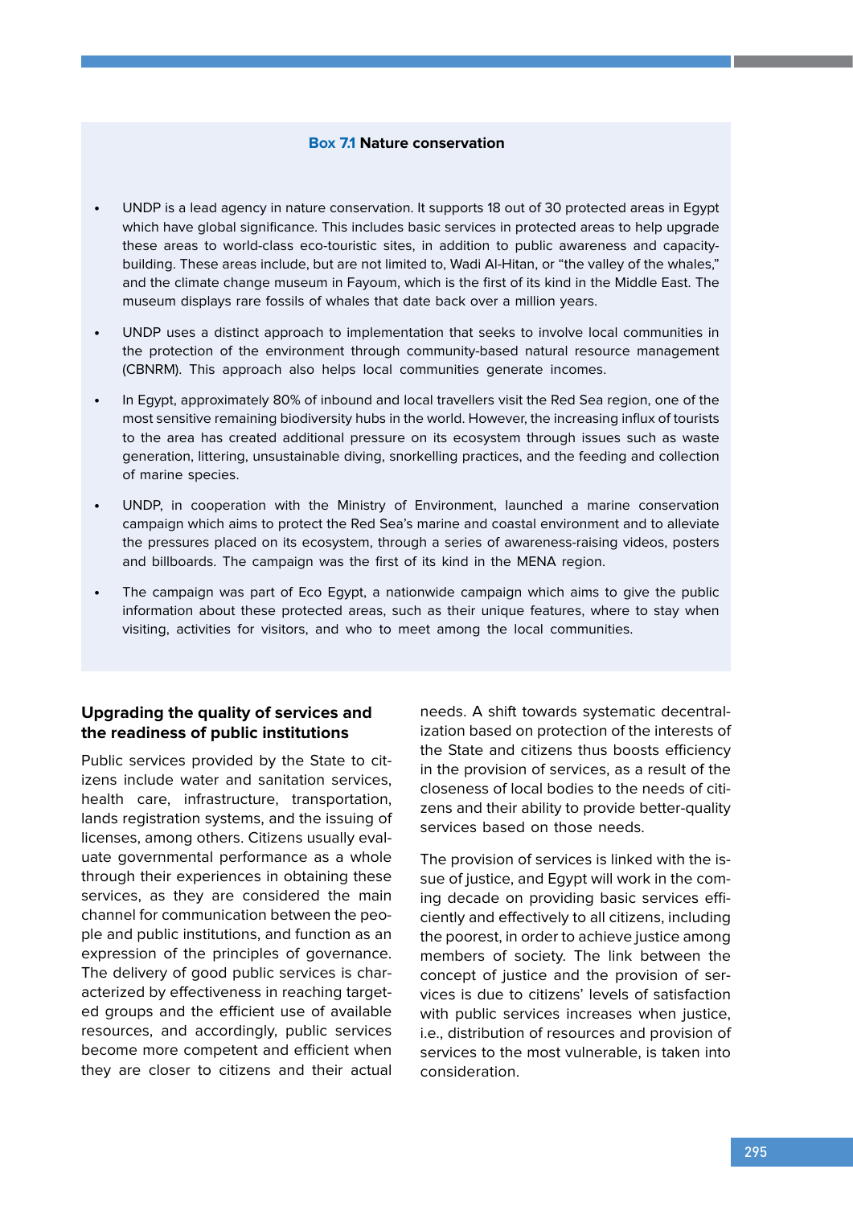**Box 7.1 Nature conservation**

- UNDP is a lead agency in nature conservation. It supports 18 out of 30 protected areas in Egypt which have global significance. This includes basic services in protected areas to help upgrade these areas to world-class eco-touristic sites, in addition to public awareness and capacity-building. These areas include, but are not limited to, Wadi Al-Hitan, or "the valley of the whales," and the climate change museum in Fayoum, which is the first of its kind in the Middle East. The museum displays rare fossils of whales that date back over a million years.
- UNDP uses a distinct approach to implementation that seeks to involve local communities in the protection of the environment through community-based natural resource management (CBNRM). This approach also helps local communities generate incomes.
- In Egypt, approximately 80% of inbound and local travellers visit the Red Sea region, one of the most sensitive remaining biodiversity hubs in the world. However, the increasing influx of tourists to the area has created additional pressure on its ecosystem through issues such as waste generation, littering, unsustainable diving, snorkelling practices, and the feeding and collection of marine species.
- UNDP, in cooperation with the Ministry of Environment, launched a marine conservation campaign which aims to protect the Red Sea's marine and coastal environment and to alleviate the pressures placed on its ecosystem, through a series of awareness-raising videos, posters and billboards. The campaign was the first of its kind in the MENA region.
- The campaign was part of Eco Egypt, a nationwide campaign which aims to give the public information about these protected areas, such as their unique features, where to stay when visiting, activities for visitors, and who to meet among the local communities.

## Upgrading the quality of services and the readiness of public institutions

Public services provided by the State to citizens include water and sanitation services, health care, infrastructure, transportation, lands registration systems, and the issuing of licenses, among others. Citizens usually evaluate governmental performance as a whole through their experiences in obtaining these services, as they are considered the main channel for communication between the people and public institutions, and function as an expression of the principles of governance. The delivery of good public services is characterized by effectiveness in reaching targeted groups and the efficient use of available resources, and accordingly, public services become more competent and efficient when they are closer to citizens and their actual needs. A shift towards systematic decentralization based on protection of the interests of the State and citizens thus boosts efficiency in the provision of services, as a result of the closeness of local bodies to the needs of citizens and their ability to provide better-quality services based on those needs.

The provision of services is linked with the issue of justice, and Egypt will work in the coming decade on providing basic services efficiently and effectively to all citizens, including the poorest, in order to achieve justice among members of society. The link between the concept of justice and the provision of services is due to citizens' levels of satisfaction with public services increases when justice, i.e., distribution of resources and provision of services to the most vulnerable, is taken into consideration.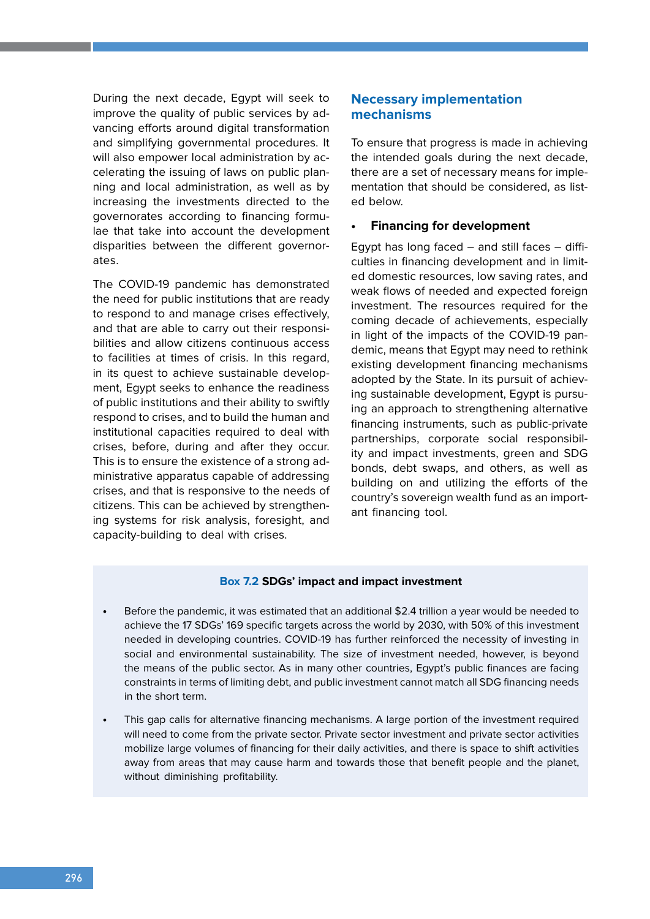During the next decade, Egypt will seek to improve the quality of public services by advancing efforts around digital transformation and simplifying governmental procedures. It will also empower local administration by accelerating the issuing of laws on public planning and local administration, as well as by increasing the investments directed to the governorates according to financing formulae that take into account the development disparities between the different governorates.

The COVID-19 pandemic has demonstrated the need for public institutions that are ready to respond to and manage crises effectively, and that are able to carry out their responsibilities and allow citizens continuous access to facilities at times of crisis. In this regard, in its quest to achieve sustainable development, Egypt seeks to enhance the readiness of public institutions and their ability to swiftly respond to crises, and to build the human and institutional capacities required to deal with crises, before, during and after they occur. This is to ensure the existence of a strong administrative apparatus capable of addressing crises, and that is responsive to the needs of citizens. This can be achieved by strengthening systems for risk analysis, foresight, and capacity-building to deal with crises.

## Necessary implementation mechanisms

To ensure that progress is made in achieving the intended goals during the next decade, there are a set of necessary means for implementation that should be considered, as listed below.

- **Financing for development**

Egypt has long faced – and still faces – difficulties in financing development and in limited domestic resources, low saving rates, and weak flows of needed and expected foreign investment. The resources required for the coming decade of achievements, especially in light of the impacts of the COVID-19 pandemic, means that Egypt may need to rethink existing development financing mechanisms adopted by the State. In its pursuit of achieving sustainable development, Egypt is pursuing an approach to strengthening alternative financing instruments, such as public-private partnerships, corporate social responsibility and impact investments, green and SDG bonds, debt swaps, and others, as well as building on and utilizing the efforts of the country's sovereign wealth fund as an important financing tool.

**Box 7.2 SDGs' impact and impact investment**

- Before the pandemic, it was estimated that an additional $2.4 trillion a year would be needed to achieve the 17 SDGs' 169 specific targets across the world by 2030, with 50% of this investment needed in developing countries. COVID-19 has further reinforced the necessity of investing in social and environmental sustainability. The size of investment needed, however, is beyond the means of the public sector. As in many other countries, Egypt's public finances are facing constraints in terms of limiting debt, and public investment cannot match all SDG financing needs in the short term.
- This gap calls for alternative financing mechanisms. A large portion of the investment required will need to come from the private sector. Private sector investment and private sector activities mobilize large volumes of financing for their daily activities, and there is space to shift activities away from areas that may cause harm and towards those that benefit people and the planet, without diminishing profitability.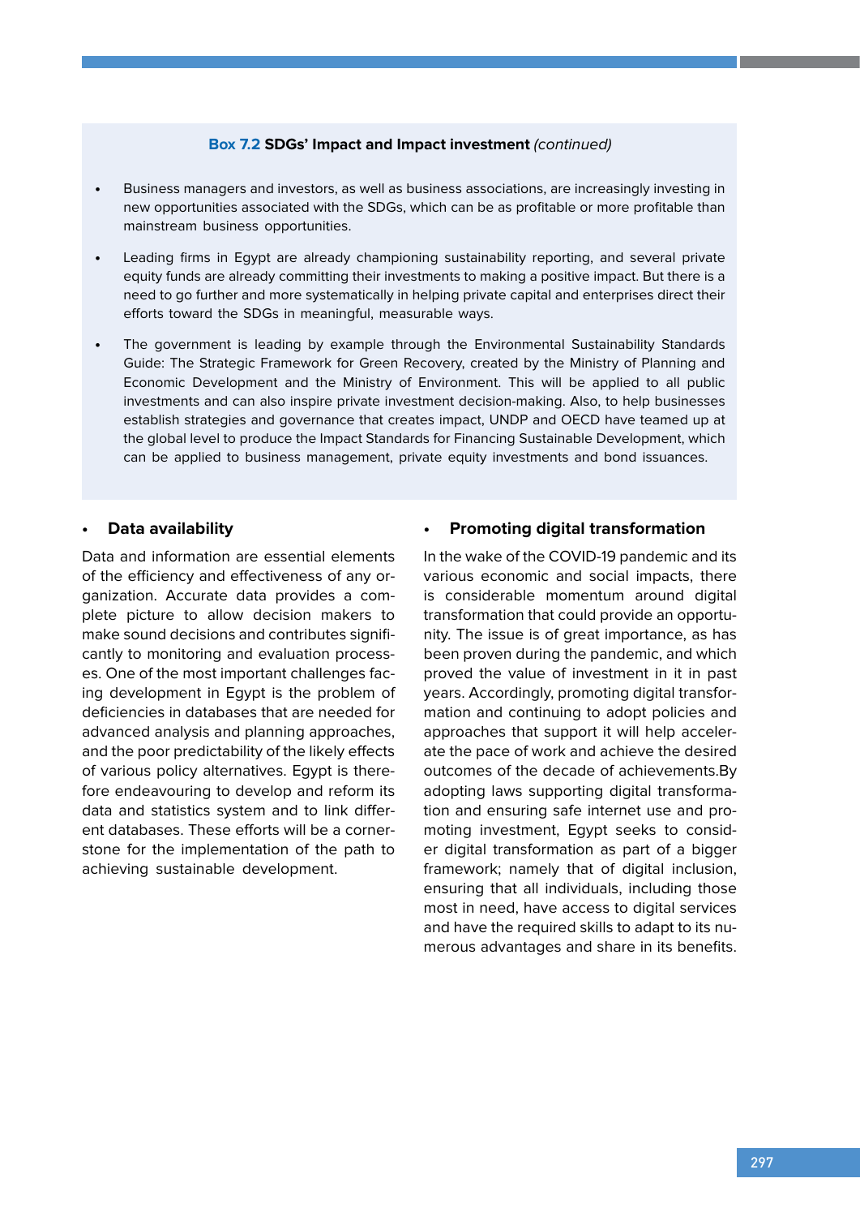**Box 7.2 SDGs' Impact and Impact investment** *(continued)*

- Business managers and investors, as well as business associations, are increasingly investing in new opportunities associated with the SDGs, which can be as profitable or more profitable than mainstream business opportunities.
- Leading firms in Egypt are already championing sustainability reporting, and several private equity funds are already committing their investments to making a positive impact. But there is a need to go further and more systematically in helping private capital and enterprises direct their efforts toward the SDGs in meaningful, measurable ways.
- The government is leading by example through the Environmental Sustainability Standards Guide: The Strategic Framework for Green Recovery, created by the Ministry of Planning and Economic Development and the Ministry of Environment. This will be applied to all public investments and can also inspire private investment decision-making. Also, to help businesses establish strategies and governance that creates impact, UNDP and OECD have teamed up at the global level to produce the Impact Standards for Financing Sustainable Development, which can be applied to business management, private equity investments and bond issuances.

- **Data availability**

Data and information are essential elements of the efficiency and effectiveness of any organization. Accurate data provides a complete picture to allow decision makers to make sound decisions and contributes significantly to monitoring and evaluation processes. One of the most important challenges facing development in Egypt is the problem of deficiencies in databases that are needed for advanced analysis and planning approaches, and the poor predictability of the likely effects of various policy alternatives. Egypt is therefore endeavouring to develop and reform its data and statistics system and to link different databases. These efforts will be a cornerstone for the implementation of the path to achieving sustainable development.

- **Promoting digital transformation**

In the wake of the COVID-19 pandemic and its various economic and social impacts, there is considerable momentum around digital transformation that could provide an opportunity. The issue is of great importance, as has been proven during the pandemic, and which proved the value of investment in it in past years. Accordingly, promoting digital transformation and continuing to adopt policies and approaches that support it will help accelerate the pace of work and achieve the desired outcomes of the decade of achievements.By adopting laws supporting digital transformation and ensuring safe internet use and promoting investment, Egypt seeks to consider digital transformation as part of a bigger framework; namely that of digital inclusion, ensuring that all individuals, including those most in need, have access to digital services and have the required skills to adapt to its numerous advantages and share in its benefits.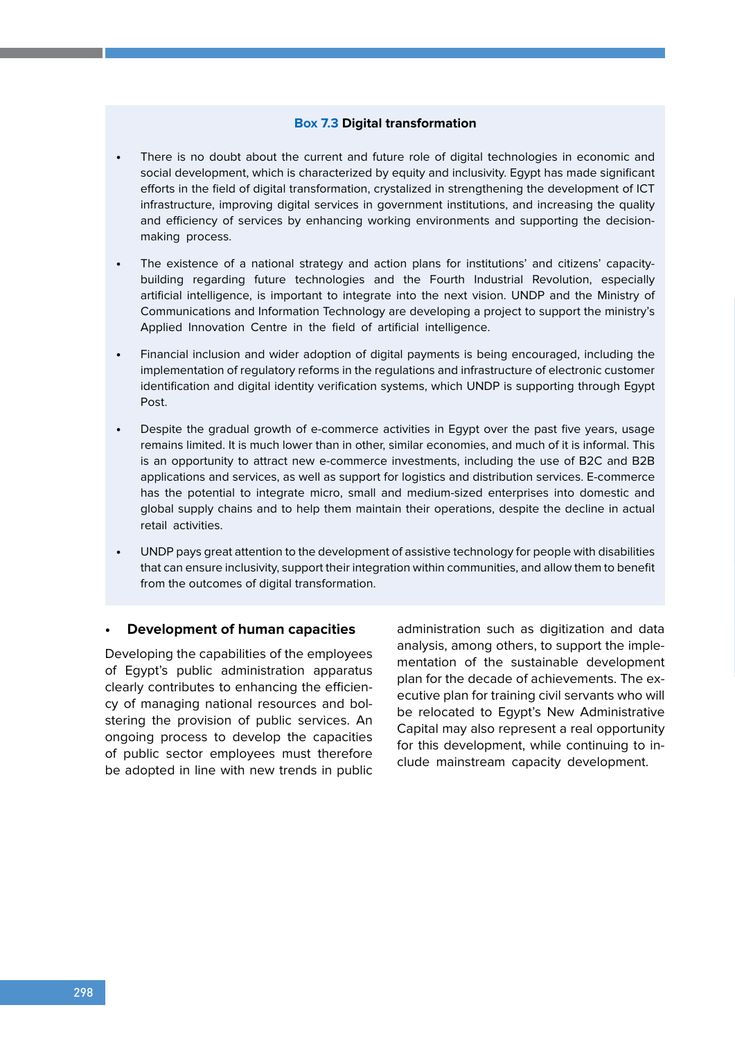**Box 7.3 Digital transformation**

- There is no doubt about the current and future role of digital technologies in economic and social development, which is characterized by equity and inclusivity. Egypt has made significant efforts in the field of digital transformation, crystalized in strengthening the development of ICT infrastructure, improving digital services in government institutions, and increasing the quality and efficiency of services by enhancing working environments and supporting the decision-making process.
- The existence of a national strategy and action plans for institutions' and citizens' capacity-building regarding future technologies and the Fourth Industrial Revolution, especially artificial intelligence, is important to integrate into the next vision. UNDP and the Ministry of Communications and Information Technology are developing a project to support the ministry's Applied Innovation Centre in the field of artificial intelligence.
- Financial inclusion and wider adoption of digital payments is being encouraged, including the implementation of regulatory reforms in the regulations and infrastructure of electronic customer identification and digital identity verification systems, which UNDP is supporting through Egypt Post.
- Despite the gradual growth of e-commerce activities in Egypt over the past five years, usage remains limited. It is much lower than in other, similar economies, and much of it is informal. This is an opportunity to attract new e-commerce investments, including the use of B2C and B2B applications and services, as well as support for logistics and distribution services. E-commerce has the potential to integrate micro, small and medium-sized enterprises into domestic and global supply chains and to help them maintain their operations, despite the decline in actual retail activities.
- UNDP pays great attention to the development of assistive technology for people with disabilities that can ensure inclusivity, support their integration within communities, and allow them to benefit from the outcomes of digital transformation.

- **Development of human capacities**

Developing the capabilities of the employees of Egypt's public administration apparatus clearly contributes to enhancing the efficiency of managing national resources and bolstering the provision of public services. An ongoing process to develop the capacities of public sector employees must therefore be adopted in line with new trends in public administration such as digitization and data analysis, among others, to support the implementation of the sustainable development plan for the decade of achievements. The executive plan for training civil servants who will be relocated to Egypt's New Administrative Capital may also represent a real opportunity for this development, while continuing to include mainstream capacity development.